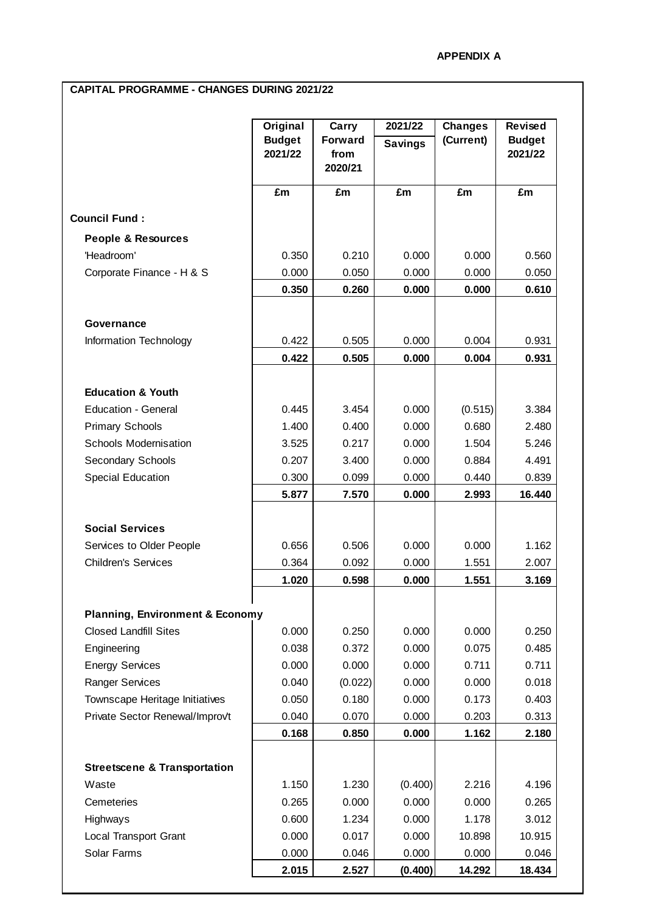**APPENDIX A**

**CAPITAL PROGRAMME - CHANGES DURING 2021/22**

| | Original Budget 2021/22 | Carry Forward from 2020/21 | 2021/22 Savings | Changes (Current) | Revised Budget 2021/22 |
|---|---|---|---|---|---|
| | £m | £m | £m | £m | £m |
| **Council Fund :** | | | | | |
| **People & Resources** | | | | | |
| 'Headroom' | 0.350 | 0.210 | 0.000 | 0.000 | 0.560 |
| Corporate Finance - H & S | 0.000 | 0.050 | 0.000 | 0.000 | 0.050 |
| | **0.350** | **0.260** | **0.000** | **0.000** | **0.610** |
| **Governance** | | | | | |
| Information Technology | 0.422 | 0.505 | 0.000 | 0.004 | 0.931 |
| | **0.422** | **0.505** | **0.000** | **0.004** | **0.931** |
| **Education & Youth** | | | | | |
| Education - General | 0.445 | 3.454 | 0.000 | (0.515) | 3.384 |
| Primary Schools | 1.400 | 0.400 | 0.000 | 0.680 | 2.480 |
| Schools Modernisation | 3.525 | 0.217 | 0.000 | 1.504 | 5.246 |
| Secondary Schools | 0.207 | 3.400 | 0.000 | 0.884 | 4.491 |
| Special Education | 0.300 | 0.099 | 0.000 | 0.440 | 0.839 |
| | **5.877** | **7.570** | **0.000** | **2.993** | **16.440** |
| **Social Services** | | | | | |
| Services to Older People | 0.656 | 0.506 | 0.000 | 0.000 | 1.162 |
| Children's Services | 0.364 | 0.092 | 0.000 | 1.551 | 2.007 |
| | **1.020** | **0.598** | **0.000** | **1.551** | **3.169** |
| **Planning, Environment & Economy** | | | | | |
| Closed Landfill Sites | 0.000 | 0.250 | 0.000 | 0.000 | 0.250 |
| Engineering | 0.038 | 0.372 | 0.000 | 0.075 | 0.485 |
| Energy Services | 0.000 | 0.000 | 0.000 | 0.711 | 0.711 |
| Ranger Services | 0.040 | (0.022) | 0.000 | 0.000 | 0.018 |
| Townscape Heritage Initiatives | 0.050 | 0.180 | 0.000 | 0.173 | 0.403 |
| Private Sector Renewal/Improv't | 0.040 | 0.070 | 0.000 | 0.203 | 0.313 |
| | **0.168** | **0.850** | **0.000** | **1.162** | **2.180** |
| **Streetscene & Transportation** | | | | | |
| Waste | 1.150 | 1.230 | (0.400) | 2.216 | 4.196 |
| Cemeteries | 0.265 | 0.000 | 0.000 | 0.000 | 0.265 |
| Highways | 0.600 | 1.234 | 0.000 | 1.178 | 3.012 |
| Local Transport Grant | 0.000 | 0.017 | 0.000 | 10.898 | 10.915 |
| Solar Farms | 0.000 | 0.046 | 0.000 | 0.000 | 0.046 |
| | **2.015** | **2.527** | **(0.400)** | **14.292** | **18.434** |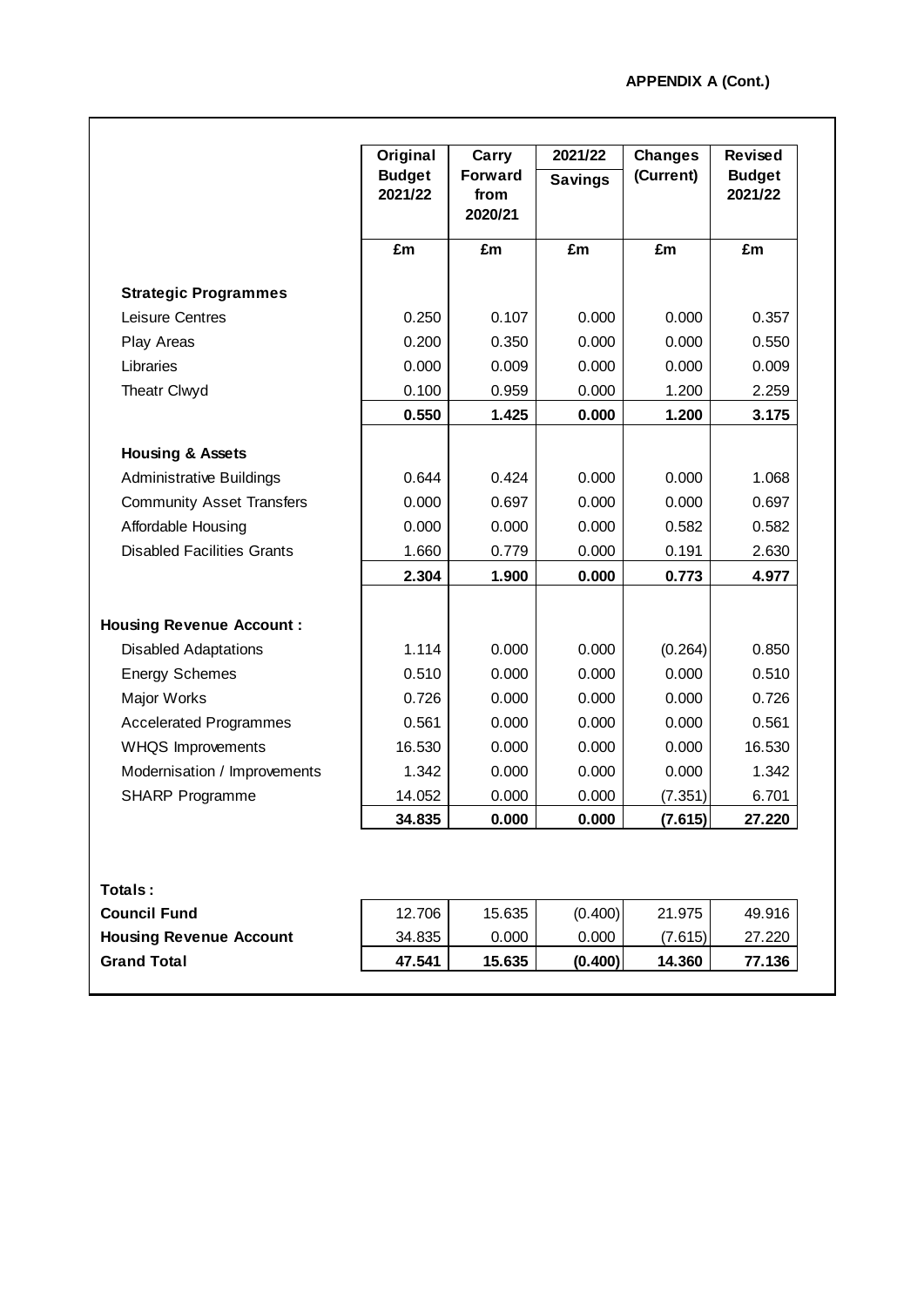**APPENDIX A (Cont.)**

| | Original Budget 2021/22 | Carry Forward from 2020/21 | 2021/22 Savings | Changes (Current) | Revised Budget 2021/22 |
|---|---|---|---|---|---|
| | £m | £m | £m | £m | £m |
| **Strategic Programmes** | | | | | |
| Leisure Centres | 0.250 | 0.107 | 0.000 | 0.000 | 0.357 |
| Play Areas | 0.200 | 0.350 | 0.000 | 0.000 | 0.550 |
| Libraries | 0.000 | 0.009 | 0.000 | 0.000 | 0.009 |
| Theatr Clwyd | 0.100 | 0.959 | 0.000 | 1.200 | 2.259 |
| | **0.550** | **1.425** | **0.000** | **1.200** | **3.175** |
| **Housing & Assets** | | | | | |
| Administrative Buildings | 0.644 | 0.424 | 0.000 | 0.000 | 1.068 |
| Community Asset Transfers | 0.000 | 0.697 | 0.000 | 0.000 | 0.697 |
| Affordable Housing | 0.000 | 0.000 | 0.000 | 0.582 | 0.582 |
| Disabled Facilities Grants | 1.660 | 0.779 | 0.000 | 0.191 | 2.630 |
| | **2.304** | **1.900** | **0.000** | **0.773** | **4.977** |
| **Housing Revenue Account :** | | | | | |
| Disabled Adaptations | 1.114 | 0.000 | 0.000 | (0.264) | 0.850 |
| Energy Schemes | 0.510 | 0.000 | 0.000 | 0.000 | 0.510 |
| Major Works | 0.726 | 0.000 | 0.000 | 0.000 | 0.726 |
| Accelerated Programmes | 0.561 | 0.000 | 0.000 | 0.000 | 0.561 |
| WHQS Improvements | 16.530 | 0.000 | 0.000 | 0.000 | 16.530 |
| Modernisation / Improvements | 1.342 | 0.000 | 0.000 | 0.000 | 1.342 |
| SHARP Programme | 14.052 | 0.000 | 0.000 | (7.351) | 6.701 |
| | **34.835** | **0.000** | **0.000** | **(7.615)** | **27.220** |
| **Totals :** | | | | | |
| **Council Fund** | 12.706 | 15.635 | (0.400) | 21.975 | 49.916 |
| **Housing Revenue Account** | 34.835 | 0.000 | 0.000 | (7.615) | 27.220 |
| **Grand Total** | **47.541** | **15.635** | **(0.400)** | **14.360** | **77.136** |